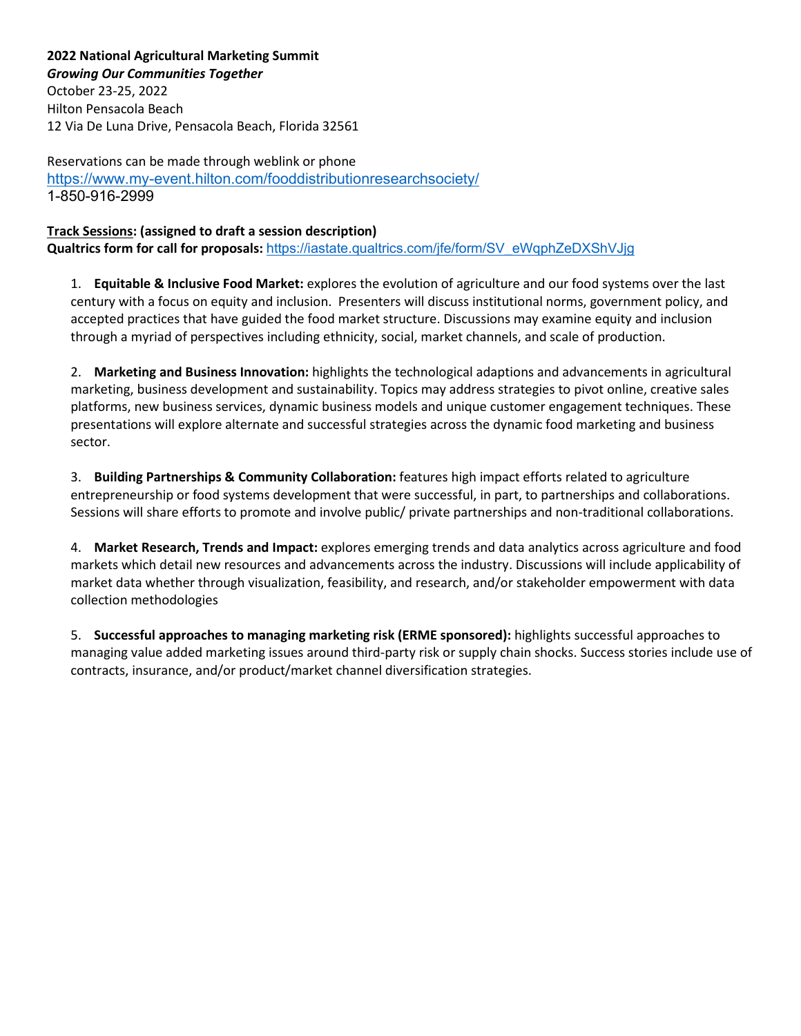**2022 National Agricultural Marketing Summit**
***Growing Our Communities Together***
October 23-25, 2022
Hilton Pensacola Beach
12 Via De Luna Drive, Pensacola Beach, Florida 32561

Reservations can be made through weblink or phone
https://www.my-event.hilton.com/fooddistributionresearchsociety/
1-850-916-2999

**Track Sessions: (assigned to draft a session description)**
**Qualtrics form for call for proposals:** https://iastate.qualtrics.com/jfe/form/SV_eWqphZeDXShVJjg

1. **Equitable & Inclusive Food Market:** explores the evolution of agriculture and our food systems over the last century with a focus on equity and inclusion. Presenters will discuss institutional norms, government policy, and accepted practices that have guided the food market structure. Discussions may examine equity and inclusion through a myriad of perspectives including ethnicity, social, market channels, and scale of production.

2. **Marketing and Business Innovation:** highlights the technological adaptions and advancements in agricultural marketing, business development and sustainability. Topics may address strategies to pivot online, creative sales platforms, new business services, dynamic business models and unique customer engagement techniques. These presentations will explore alternate and successful strategies across the dynamic food marketing and business sector.

3. **Building Partnerships & Community Collaboration:** features high impact efforts related to agriculture entrepreneurship or food systems development that were successful, in part, to partnerships and collaborations. Sessions will share efforts to promote and involve public/ private partnerships and non-traditional collaborations.

4. **Market Research, Trends and Impact:** explores emerging trends and data analytics across agriculture and food markets which detail new resources and advancements across the industry. Discussions will include applicability of market data whether through visualization, feasibility, and research, and/or stakeholder empowerment with data collection methodologies

5. **Successful approaches to managing marketing risk (ERME sponsored):** highlights successful approaches to managing value added marketing issues around third-party risk or supply chain shocks. Success stories include use of contracts, insurance, and/or product/market channel diversification strategies.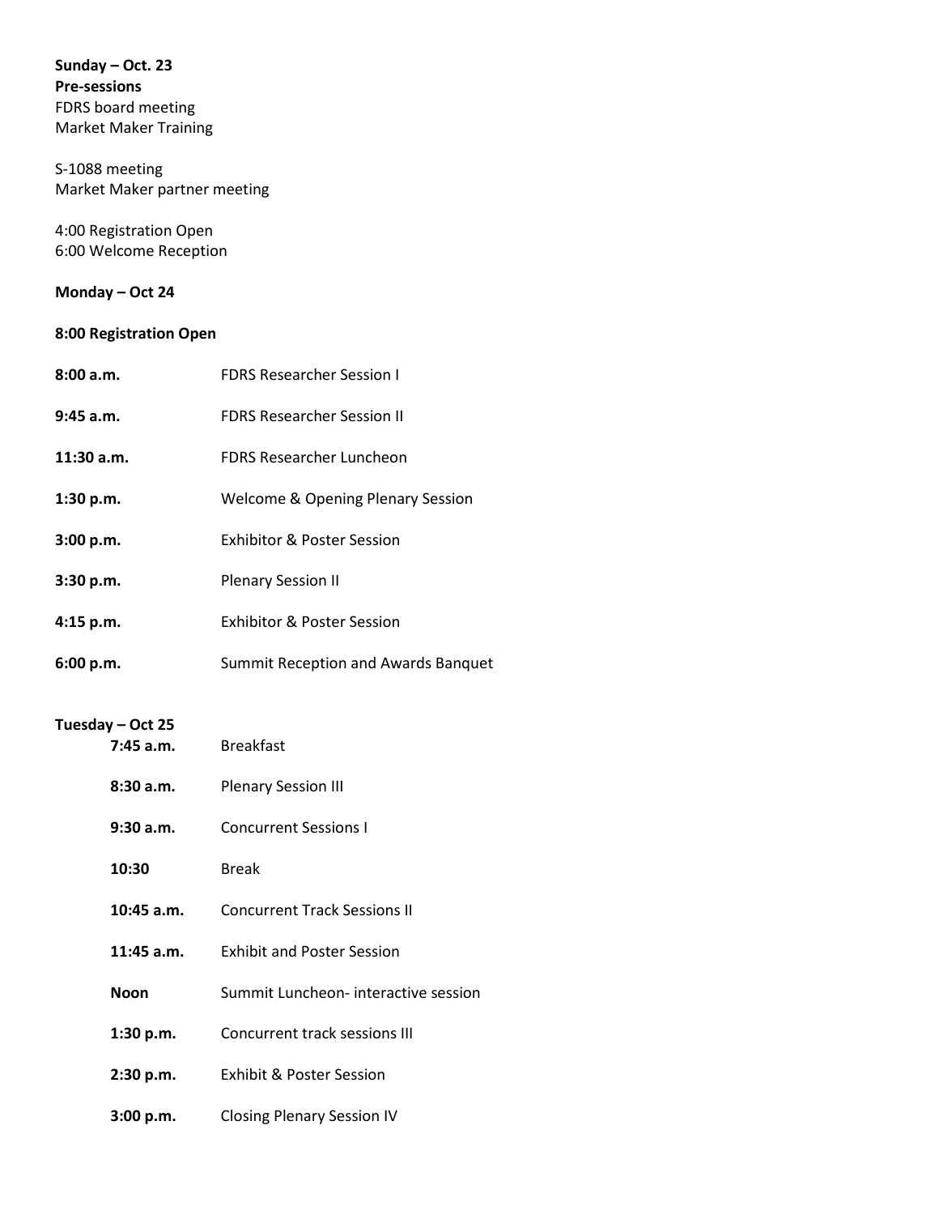**Sunday – Oct. 23**
**Pre-sessions**
FDRS board meeting
Market Maker Training

S-1088 meeting
Market Maker partner meeting

4:00 Registration Open
6:00 Welcome Reception

**Monday – Oct 24**

**8:00 Registration Open**

| | |
|---|---|
| **8:00 a.m.** | FDRS Researcher Session I |
| **9:45 a.m.** | FDRS Researcher Session II |
| **11:30 a.m.** | FDRS Researcher Luncheon |
| **1:30 p.m.** | Welcome & Opening Plenary Session |
| **3:00 p.m.** | Exhibitor & Poster Session |
| **3:30 p.m.** | Plenary Session II |
| **4:15 p.m.** | Exhibitor & Poster Session |
| **6:00 p.m.** | Summit Reception and Awards Banquet |

**Tuesday – Oct 25**

| | |
|---|---|
| **7:45 a.m.** | Breakfast |
| **8:30 a.m.** | Plenary Session III |
| **9:30 a.m.** | Concurrent Sessions I |
| **10:30** | Break |
| **10:45 a.m.** | Concurrent Track Sessions II |
| **11:45 a.m.** | Exhibit and Poster Session |
| **Noon** | Summit Luncheon- interactive session |
| **1:30 p.m.** | Concurrent track sessions III |
| **2:30 p.m.** | Exhibit & Poster Session |
| **3:00 p.m.** | Closing Plenary Session IV |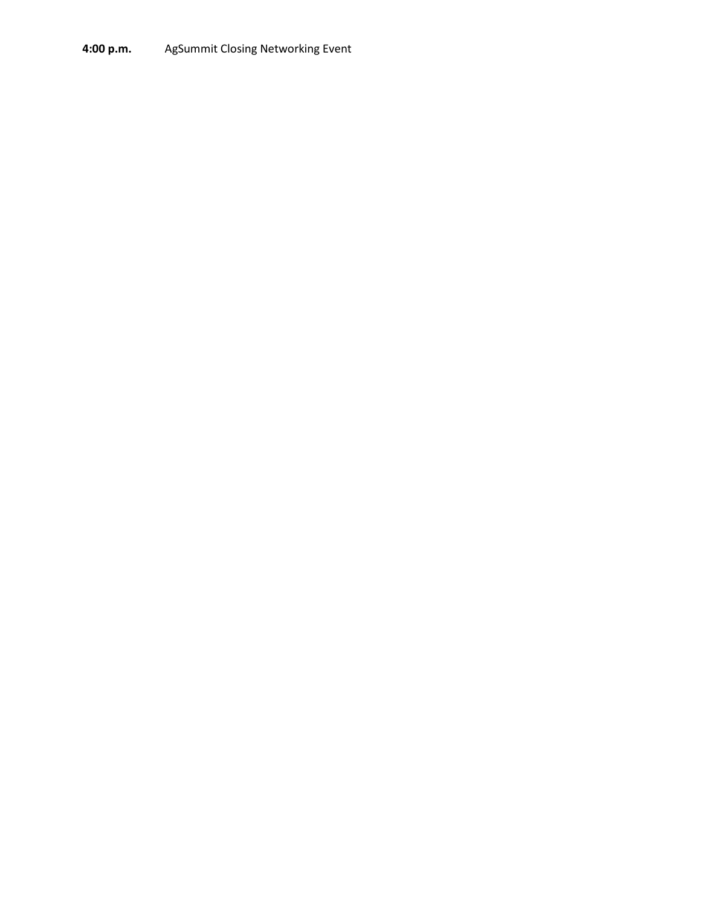**4:00 p.m.** AgSummit Closing Networking Event